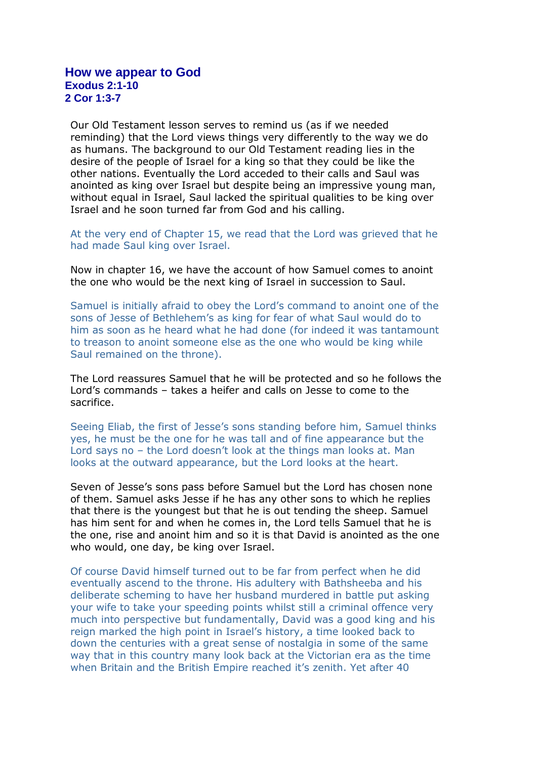## How we appear to God

### Exodus 2:1-10
### 2 Cor 1:3-7

Our Old Testament lesson serves to remind us (as if we needed reminding) that the Lord views things very differently to the way we do as humans. The background to our Old Testament reading lies in the desire of the people of Israel for a king so that they could be like the other nations. Eventually the Lord acceded to their calls and Saul was anointed as king over Israel but despite being an impressive young man, without equal in Israel, Saul lacked the spiritual qualities to be king over Israel and he soon turned far from God and his calling.

At the very end of Chapter 15, we read that the Lord was grieved that he had made Saul king over Israel.

Now in chapter 16, we have the account of how Samuel comes to anoint the one who would be the next king of Israel in succession to Saul.

Samuel is initially afraid to obey the Lord's command to anoint one of the sons of Jesse of Bethlehem's as king for fear of what Saul would do to him as soon as he heard what he had done (for indeed it was tantamount to treason to anoint someone else as the one who would be king while Saul remained on the throne).

The Lord reassures Samuel that he will be protected and so he follows the Lord's commands – takes a heifer and calls on Jesse to come to the sacrifice.

Seeing Eliab, the first of Jesse's sons standing before him, Samuel thinks yes, he must be the one for he was tall and of fine appearance but the Lord says no – the Lord doesn't look at the things man looks at. Man looks at the outward appearance, but the Lord looks at the heart.

Seven of Jesse's sons pass before Samuel but the Lord has chosen none of them. Samuel asks Jesse if he has any other sons to which he replies that there is the youngest but that he is out tending the sheep. Samuel has him sent for and when he comes in, the Lord tells Samuel that he is the one, rise and anoint him and so it is that David is anointed as the one who would, one day, be king over Israel.

Of course David himself turned out to be far from perfect when he did eventually ascend to the throne. His adultery with Bathsheeba and his deliberate scheming to have her husband murdered in battle put asking your wife to take your speeding points whilst still a criminal offence very much into perspective but fundamentally, David was a good king and his reign marked the high point in Israel's history, a time looked back to down the centuries with a great sense of nostalgia in some of the same way that in this country many look back at the Victorian era as the time when Britain and the British Empire reached it's zenith. Yet after 40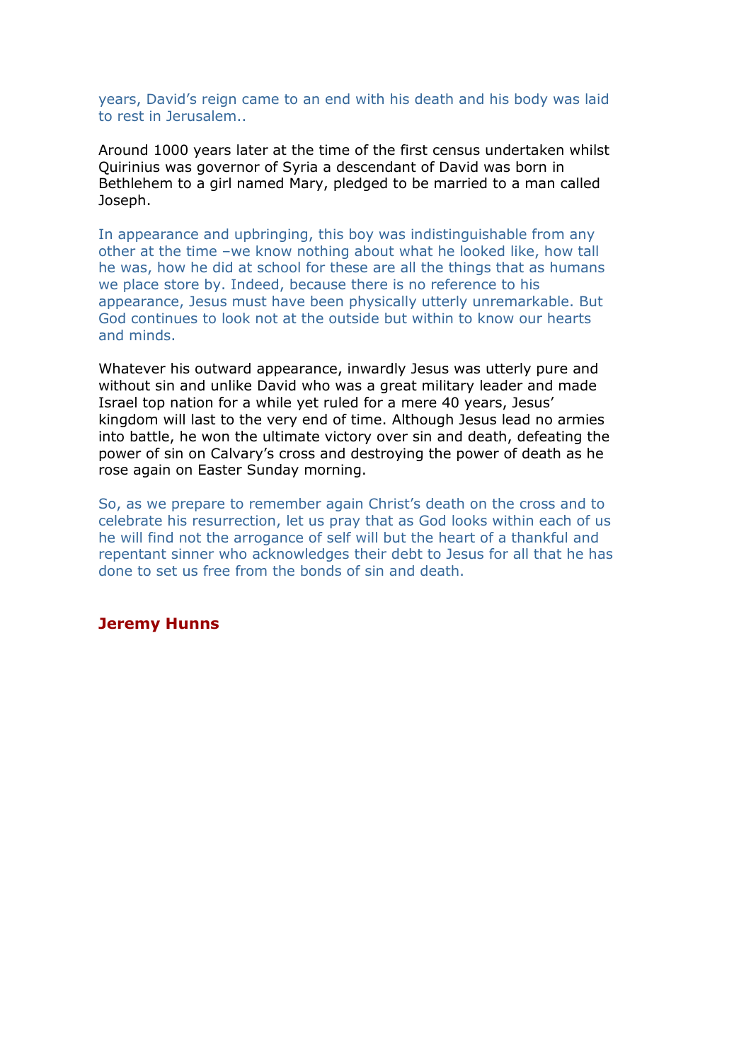years, David's reign came to an end with his death and his body was laid to rest in Jerusalem..

Around 1000 years later at the time of the first census undertaken whilst Quirinius was governor of Syria a descendant of David was born in Bethlehem to a girl named Mary, pledged to be married to a man called Joseph.

In appearance and upbringing, this boy was indistinguishable from any other at the time –we know nothing about what he looked like, how tall he was, how he did at school for these are all the things that as humans we place store by. Indeed, because there is no reference to his appearance, Jesus must have been physically utterly unremarkable. But God continues to look not at the outside but within to know our hearts and minds.

Whatever his outward appearance, inwardly Jesus was utterly pure and without sin and unlike David who was a great military leader and made Israel top nation for a while yet ruled for a mere 40 years, Jesus' kingdom will last to the very end of time. Although Jesus lead no armies into battle, he won the ultimate victory over sin and death, defeating the power of sin on Calvary's cross and destroying the power of death as he rose again on Easter Sunday morning.

So, as we prepare to remember again Christ's death on the cross and to celebrate his resurrection, let us pray that as God looks within each of us he will find not the arrogance of self will but the heart of a thankful and repentant sinner who acknowledges their debt to Jesus for all that he has done to set us free from the bonds of sin and death.

**Jeremy Hunns**